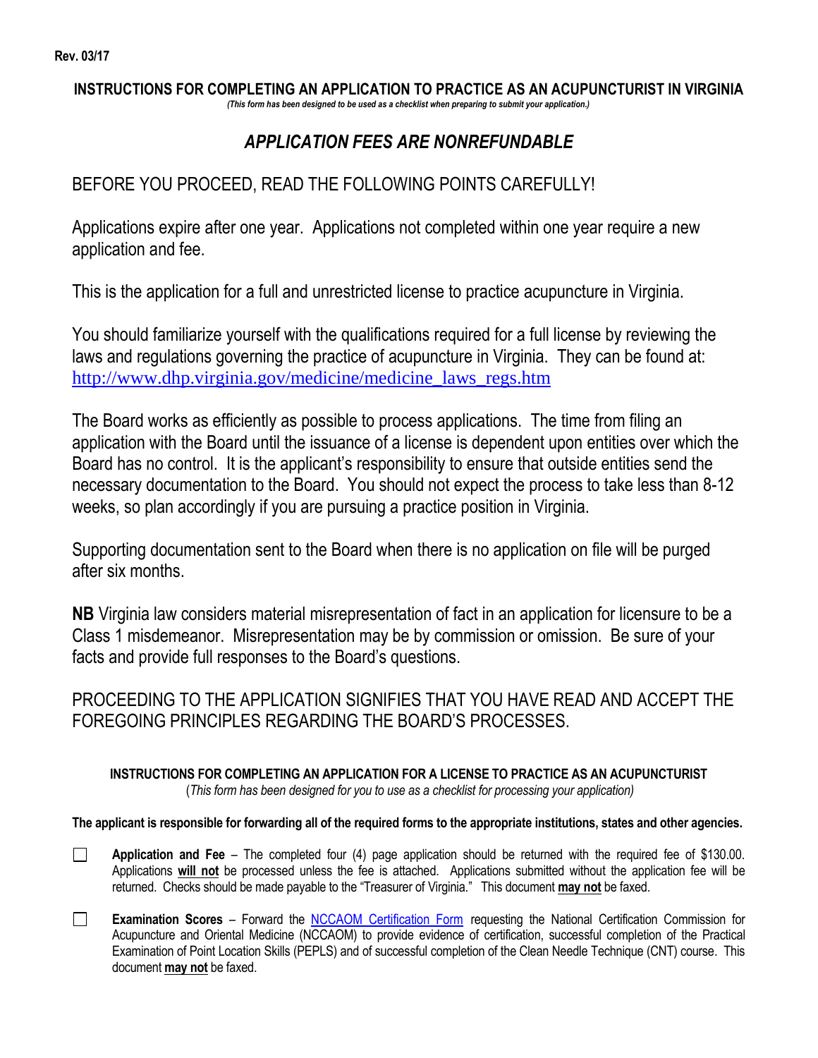Rev. 03/17

# INSTRUCTIONS FOR COMPLETING AN APPLICATION TO PRACTICE AS AN ACUPUNCTURIST IN VIRGINIA

*(This form has been designed to be used as a checklist when preparing to submit your application.)*

## *APPLICATION FEES ARE NONREFUNDABLE*

BEFORE YOU PROCEED, READ THE FOLLOWING POINTS CAREFULLY!

Applications expire after one year. Applications not completed within one year require a new application and fee.

This is the application for a full and unrestricted license to practice acupuncture in Virginia.

You should familiarize yourself with the qualifications required for a full license by reviewing the laws and regulations governing the practice of acupuncture in Virginia. They can be found at: [http://www.dhp.virginia.gov/medicine/medicine_laws_regs.htm](http://www.dhp.virginia.gov/medicine/medicine_laws_regs.htm)

The Board works as efficiently as possible to process applications. The time from filing an application with the Board until the issuance of a license is dependent upon entities over which the Board has no control. It is the applicant's responsibility to ensure that outside entities send the necessary documentation to the Board. You should not expect the process to take less than 8-12 weeks, so plan accordingly if you are pursuing a practice position in Virginia.

Supporting documentation sent to the Board when there is no application on file will be purged after six months.

**NB** Virginia law considers material misrepresentation of fact in an application for licensure to be a Class 1 misdemeanor. Misrepresentation may be by commission or omission. Be sure of your facts and provide full responses to the Board's questions.

PROCEEDING TO THE APPLICATION SIGNIFIES THAT YOU HAVE READ AND ACCEPT THE FOREGOING PRINCIPLES REGARDING THE BOARD'S PROCESSES.

### INSTRUCTIONS FOR COMPLETING AN APPLICATION FOR A LICENSE TO PRACTICE AS AN ACUPUNCTURIST

(*This form has been designed for you to use as a checklist for processing your application)*

**The applicant is responsible for forwarding all of the required forms to the appropriate institutions, states and other agencies.**

- [ ] **Application and Fee** – The completed four (4) page application should be returned with the required fee of $130.00. Applications **will not** be processed unless the fee is attached. Applications submitted without the application fee will be returned. Checks should be made payable to the "Treasurer of Virginia." This document **may not** be faxed.

- [ ] **Examination Scores** – Forward the NCCAOM Certification Form requesting the National Certification Commission for Acupuncture and Oriental Medicine (NCCAOM) to provide evidence of certification, successful completion of the Practical Examination of Point Location Skills (PEPLS) and of successful completion of the Clean Needle Technique (CNT) course. This document **may not** be faxed.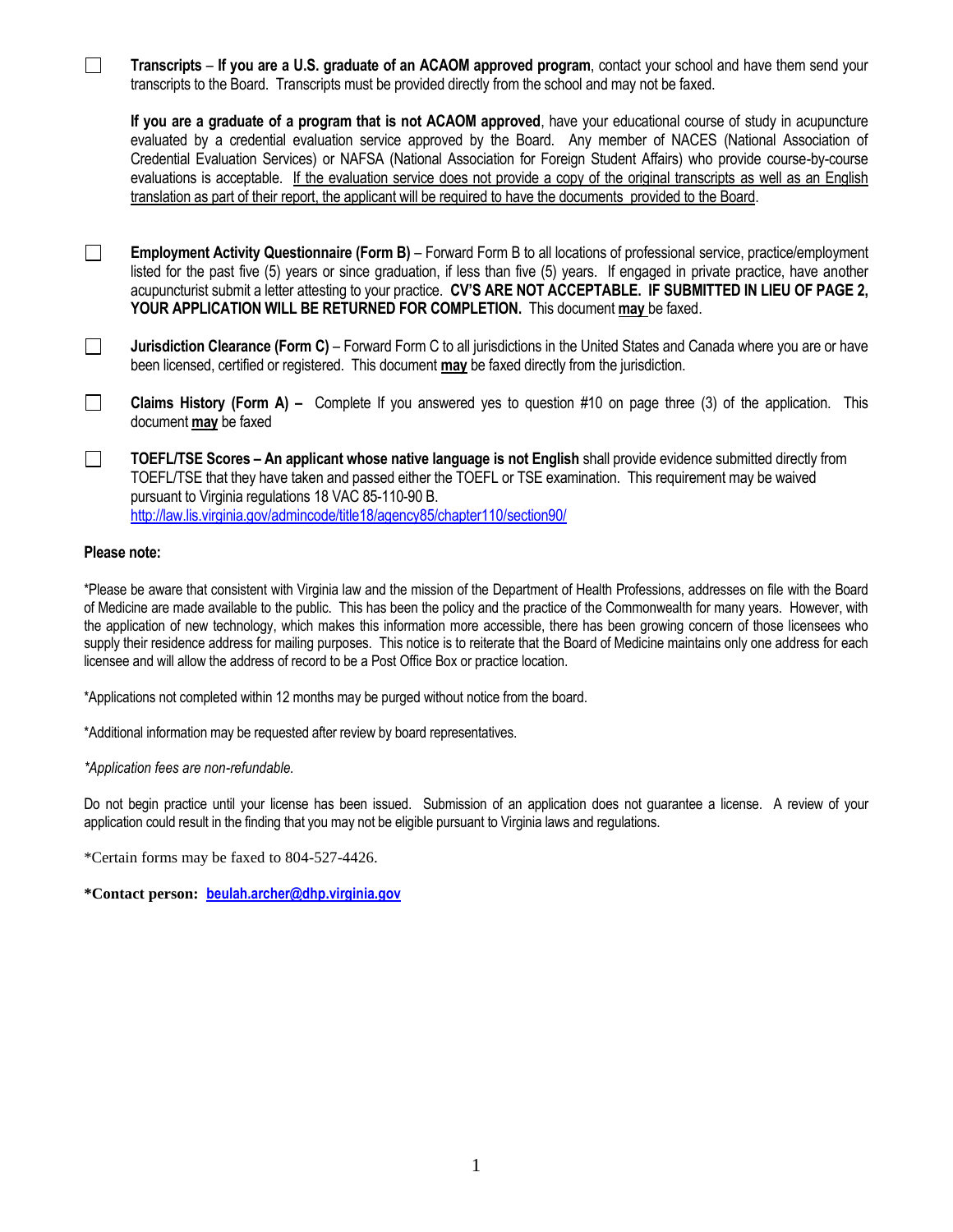- ☐ **Transcripts** – **If you are a U.S. graduate of an ACAOM approved program**, contact your school and have them send your transcripts to the Board. Transcripts must be provided directly from the school and may not be faxed.

  **If you are a graduate of a program that is not ACAOM approved**, have your educational course of study in acupuncture evaluated by a credential evaluation service approved by the Board. Any member of NACES (National Association of Credential Evaluation Services) or NAFSA (National Association for Foreign Student Affairs) who provide course-by-course evaluations is acceptable. <u>If the evaluation service does not provide a copy of the original transcripts as well as an English translation as part of their report, the applicant will be required to have the documents provided to the Board</u>.

- ☐ **Employment Activity Questionnaire (Form B)** – Forward Form B to all locations of professional service, practice/employment listed for the past five (5) years or since graduation, if less than five (5) years. If engaged in private practice, have another acupuncturist submit a letter attesting to your practice. **CV'S ARE NOT ACCEPTABLE. IF SUBMITTED IN LIEU OF PAGE 2, YOUR APPLICATION WILL BE RETURNED FOR COMPLETION.** This document **<u>may</u>** be faxed.

- ☐ **Jurisdiction Clearance (Form C)** – Forward Form C to all jurisdictions in the United States and Canada where you are or have been licensed, certified or registered. This document **<u>may</u>** be faxed directly from the jurisdiction.

- ☐ **Claims History (Form A) –** Complete If you answered yes to question #10 on page three (3) of the application. This document **<u>may</u>** be faxed

- ☐ **TOEFL/TSE Scores – An applicant whose native language is not English** shall provide evidence submitted directly from TOEFL/TSE that they have taken and passed either the TOEFL or TSE examination. This requirement may be waived pursuant to Virginia regulations 18 VAC 85-110-90 B.
  http://law.lis.virginia.gov/admincode/title18/agency85/chapter110/section90/

**Please note:**

*Please be aware that consistent with Virginia law and the mission of the Department of Health Professions, addresses on file with the Board of Medicine are made available to the public. This has been the policy and the practice of the Commonwealth for many years. However, with the application of new technology, which makes this information more accessible, there has been growing concern of those licensees who supply their residence address for mailing purposes. This notice is to reiterate that the Board of Medicine maintains only one address for each licensee and will allow the address of record to be a Post Office Box or practice location.

*Applications not completed within 12 months may be purged without notice from the board.

*Additional information may be requested after review by board representatives.

*\*Application fees are non-refundable.*

Do not begin practice until your license has been issued. Submission of an application does not guarantee a license. A review of your application could result in the finding that you may not be eligible pursuant to Virginia laws and regulations.

*Certain forms may be faxed to 804-527-4426.

**\*Contact person: beulah.archer@dhp.virginia.gov**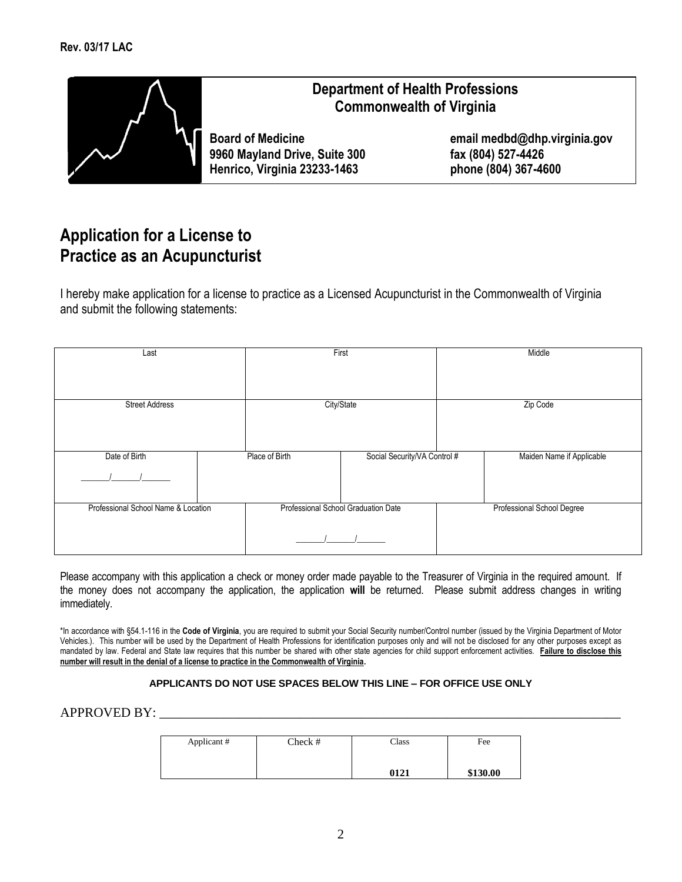**Rev. 03/17 LAC**

**Department of Health Professions**
**Commonwealth of Virginia**

**Board of Medicine**
**9960 Mayland Drive, Suite 300**
**Henrico, Virginia 23233-1463**

**email medbd@dhp.virginia.gov**
**fax (804) 527-4426**
**phone (804) 367-4600**

# Application for a License to Practice as an Acupuncturist

I hereby make application for a license to practice as a Licensed Acupuncturist in the Commonwealth of Virginia and submit the following statements:

| Last | | First | | Middle |
|---|---|---|---|---|
| | | | | |
| Street Address | | City/State | | Zip Code |
| | | | | |
| Date of Birth | Place of Birth | | Social Security/VA Control # | Maiden Name if Applicable |
| ______/______/______ | | | | |
| Professional School Name & Location | | Professional School Graduation Date | | Professional School Degree |
| | | ______/______/______ | | |

Please accompany with this application a check or money order made payable to the Treasurer of Virginia in the required amount. If the money does not accompany the application, the application **will** be returned. Please submit address changes in writing immediately.

*In accordance with §54.1-116 in the **Code of Virginia**, you are required to submit your Social Security number/Control number (issued by the Virginia Department of Motor Vehicles.). This number will be used by the Department of Health Professions for identification purposes only and will not be disclosed for any other purposes except as mandated by law. Federal and State law requires that this number be shared with other state agencies for child support enforcement activities. **Failure to disclose this number will result in the denial of a license to practice in the Commonwealth of Virginia.**

**APPLICANTS DO NOT USE SPACES BELOW THIS LINE – FOR OFFICE USE ONLY**

APPROVED BY: ____________________________________________________________

| Applicant # | Check # | Class | Fee |
|---|---|---|---|
| | | **0121** | **$130.00** |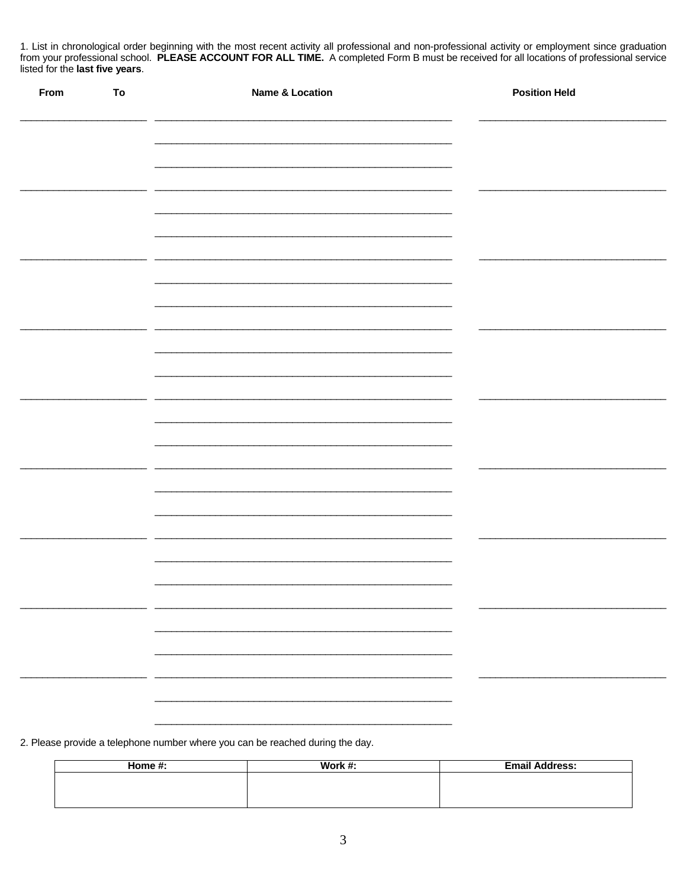1. List in chronological order beginning with the most recent activity all professional and non-professional activity or employment since graduation from your professional school. **PLEASE ACCOUNT FOR ALL TIME.** A completed Form B must be received for all locations of professional service listed for the **last five years**.

| From | To | Name & Location | Position Held |
| --- | --- | --- | --- |
| | | | |
| | | | |
| | | | |
| | | | |
| | | | |
| | | | |
| | | | |
| | | | |
| | | | |

2. Please provide a telephone number where you can be reached during the day.

| Home #: | Work #: | Email Address: |
| --- | --- | --- |
| | | |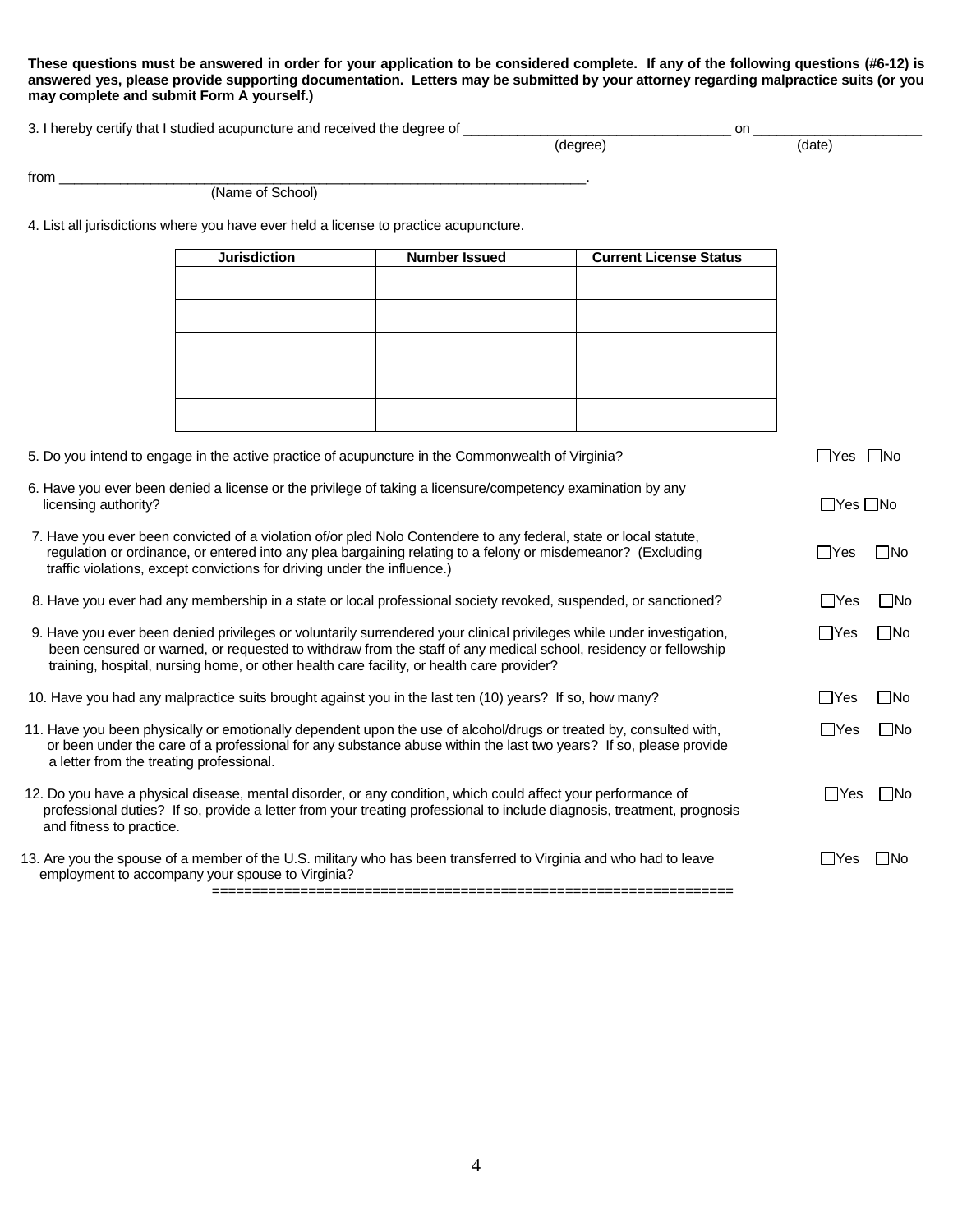**These questions must be answered in order for your application to be considered complete. If any of the following questions (#6-12) is answered yes, please provide supporting documentation. Letters may be submitted by your attorney regarding malpractice suits (or you may complete and submit Form A yourself.)**

3. I hereby certify that I studied acupuncture and received the degree of ___________________________________ on ______________________
(degree) (date)

from ______________________________________________________________________.
(Name of School)

4. List all jurisdictions where you have ever held a license to practice acupuncture.

| Jurisdiction | Number Issued | Current License Status |
|---|---|---|
| | | |
| | | |
| | | |
| | | |
| | | |

5. Do you intend to engage in the active practice of acupuncture in the Commonwealth of Virginia? ☐Yes ☐No

6. Have you ever been denied a license or the privilege of taking a licensure/competency examination by any licensing authority? ☐Yes ☐No

7. Have you ever been convicted of a violation of/or pled Nolo Contendere to any federal, state or local statute, regulation or ordinance, or entered into any plea bargaining relating to a felony or misdemeanor? (Excluding traffic violations, except convictions for driving under the influence.) ☐Yes ☐No

8. Have you ever had any membership in a state or local professional society revoked, suspended, or sanctioned? ☐Yes ☐No

9. Have you ever been denied privileges or voluntarily surrendered your clinical privileges while under investigation, been censured or warned, or requested to withdraw from the staff of any medical school, residency or fellowship training, hospital, nursing home, or other health care facility, or health care provider? ☐Yes ☐No

10. Have you had any malpractice suits brought against you in the last ten (10) years? If so, how many? ☐Yes ☐No

11. Have you been physically or emotionally dependent upon the use of alcohol/drugs or treated by, consulted with, or been under the care of a professional for any substance abuse within the last two years? If so, please provide a letter from the treating professional. ☐Yes ☐No

12. Do you have a physical disease, mental disorder, or any condition, which could affect your performance of professional duties? If so, provide a letter from your treating professional to include diagnosis, treatment, prognosis and fitness to practice. ☐Yes ☐No

13. Are you the spouse of a member of the U.S. military who has been transferred to Virginia and who had to leave employment to accompany your spouse to Virginia? ☐Yes ☐No

===============================================================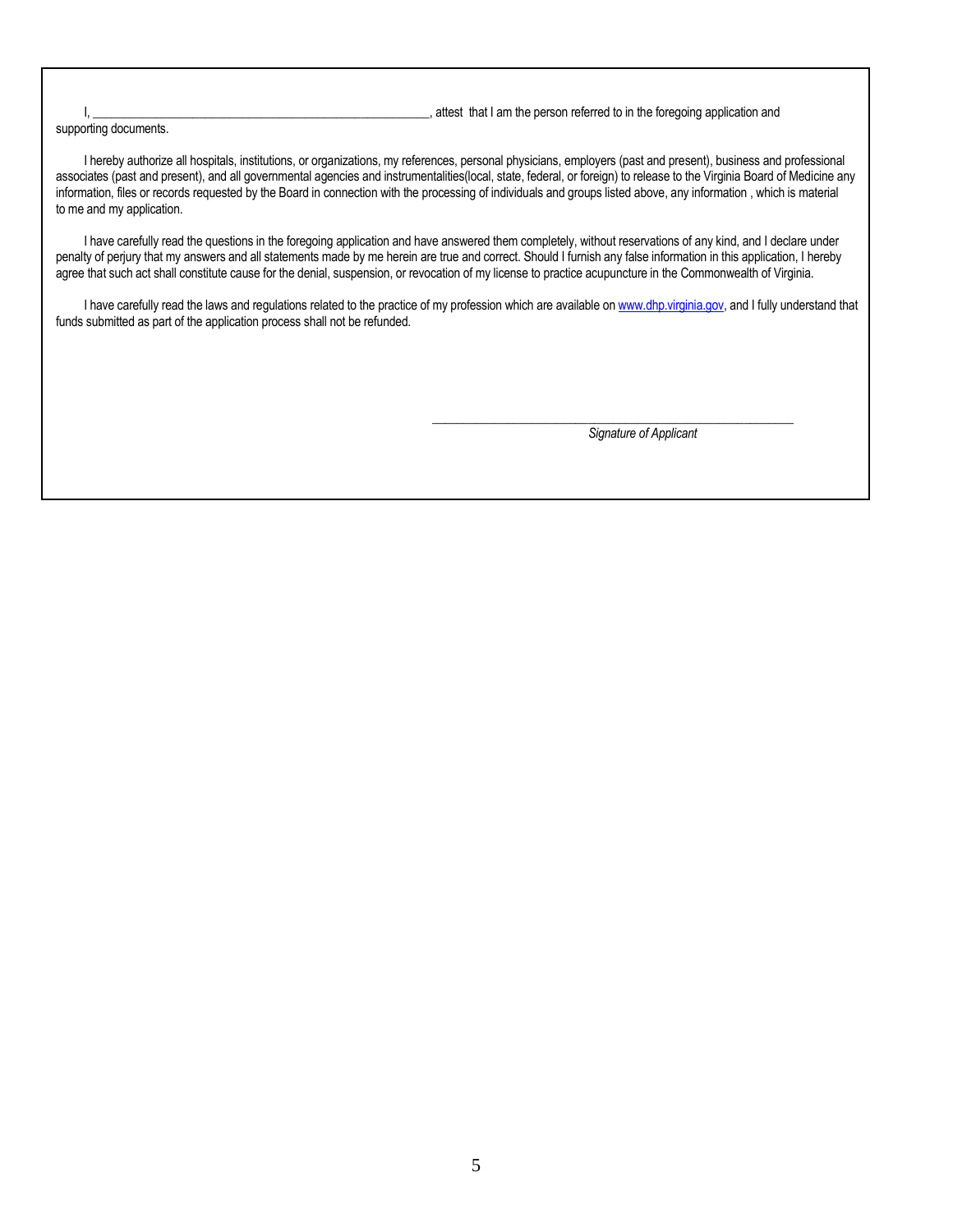I, ______________________________________________________, attest that I am the person referred to in the foregoing application and supporting documents.

I hereby authorize all hospitals, institutions, or organizations, my references, personal physicians, employers (past and present), business and professional associates (past and present), and all governmental agencies and instrumentalities(local, state, federal, or foreign) to release to the Virginia Board of Medicine any information, files or records requested by the Board in connection with the processing of individuals and groups listed above, any information , which is material to me and my application.

I have carefully read the questions in the foregoing application and have answered them completely, without reservations of any kind, and I declare under penalty of perjury that my answers and all statements made by me herein are true and correct. Should I furnish any false information in this application, I hereby agree that such act shall constitute cause for the denial, suspension, or revocation of my license to practice acupuncture in the Commonwealth of Virginia.

I have carefully read the laws and regulations related to the practice of my profession which are available on www.dhp.virginia.gov, and I fully understand that funds submitted as part of the application process shall not be refunded.

______________________________________________________

*Signature of Applicant*